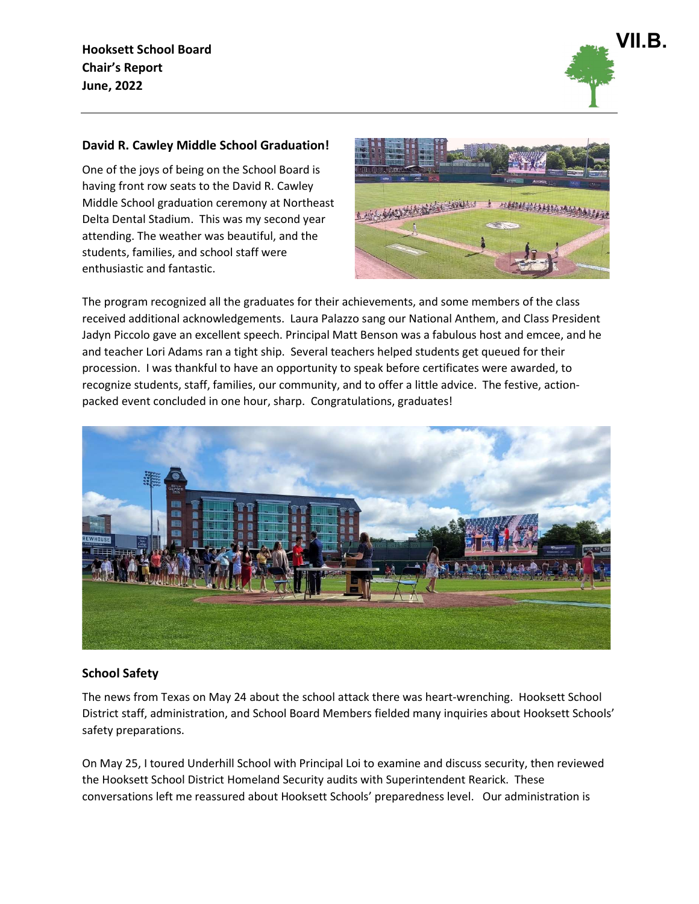Hooksett School Board
Chair's Report
June, 2022

VII.B.

### David R. Cawley Middle School Graduation!

One of the joys of being on the School Board is having front row seats to the David R. Cawley Middle School graduation ceremony at Northeast Delta Dental Stadium. This was my second year attending. The weather was beautiful, and the students, families, and school staff were enthusiastic and fantastic.

The program recognized all the graduates for their achievements, and some members of the class received additional acknowledgements. Laura Palazzo sang our National Anthem, and Class President Jadyn Piccolo gave an excellent speech. Principal Matt Benson was a fabulous host and emcee, and he and teacher Lori Adams ran a tight ship. Several teachers helped students get queued for their procession. I was thankful to have an opportunity to speak before certificates were awarded, to recognize students, staff, families, our community, and to offer a little advice. The festive, action-packed event concluded in one hour, sharp. Congratulations, graduates!

### School Safety

The news from Texas on May 24 about the school attack there was heart-wrenching. Hooksett School District staff, administration, and School Board Members fielded many inquiries about Hooksett Schools' safety preparations.

On May 25, I toured Underhill School with Principal Loi to examine and discuss security, then reviewed the Hooksett School District Homeland Security audits with Superintendent Rearick. These conversations left me reassured about Hooksett Schools' preparedness level. Our administration is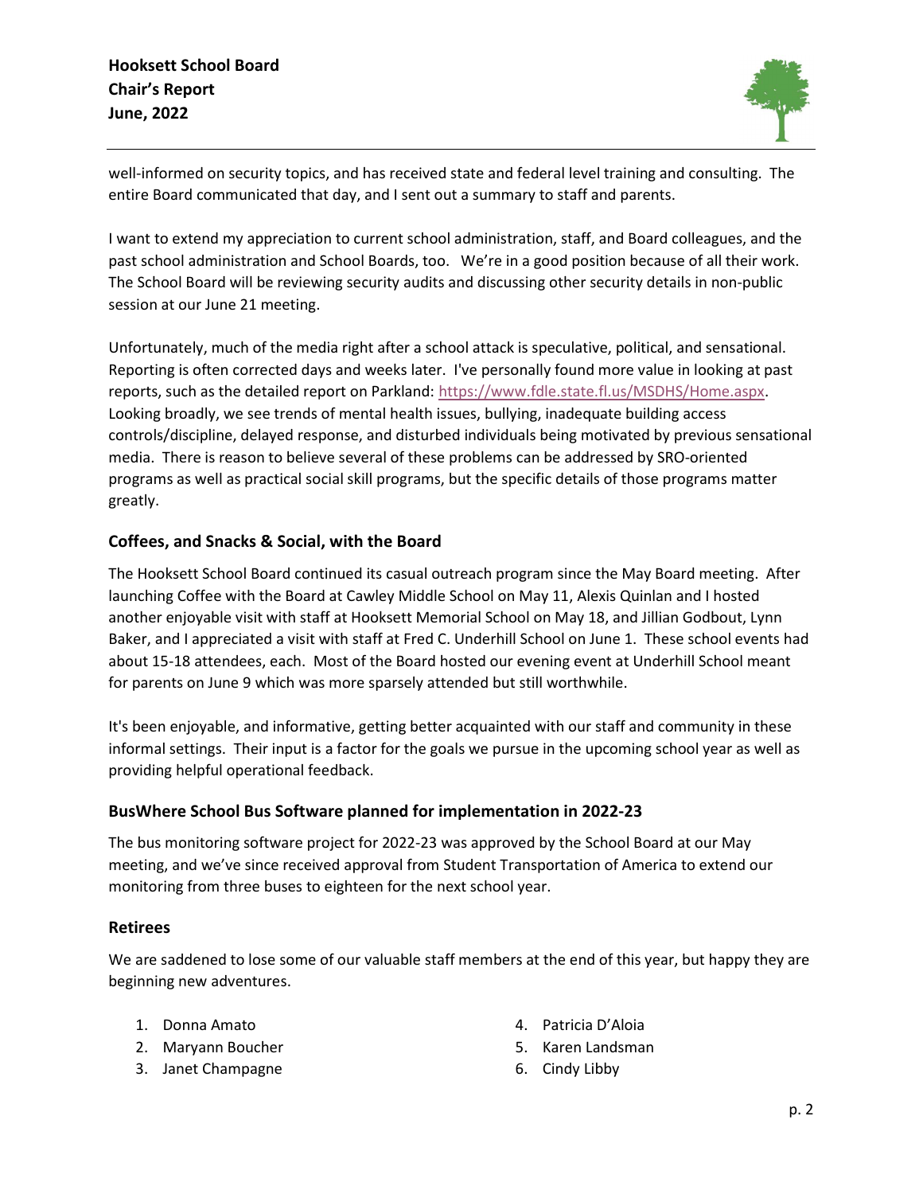well-informed on security topics, and has received state and federal level training and consulting. The entire Board communicated that day, and I sent out a summary to staff and parents.

I want to extend my appreciation to current school administration, staff, and Board colleagues, and the past school administration and School Boards, too. We're in a good position because of all their work. The School Board will be reviewing security audits and discussing other security details in non-public session at our June 21 meeting.

Unfortunately, much of the media right after a school attack is speculative, political, and sensational. Reporting is often corrected days and weeks later. I've personally found more value in looking at past reports, such as the detailed report on Parkland: https://www.fdle.state.fl.us/MSDHS/Home.aspx. Looking broadly, we see trends of mental health issues, bullying, inadequate building access controls/discipline, delayed response, and disturbed individuals being motivated by previous sensational media. There is reason to believe several of these problems can be addressed by SRO-oriented programs as well as practical social skill programs, but the specific details of those programs matter greatly.

### Coffees, and Snacks & Social, with the Board

The Hooksett School Board continued its casual outreach program since the May Board meeting. After launching Coffee with the Board at Cawley Middle School on May 11, Alexis Quinlan and I hosted another enjoyable visit with staff at Hooksett Memorial School on May 18, and Jillian Godbout, Lynn Baker, and I appreciated a visit with staff at Fred C. Underhill School on June 1. These school events had about 15-18 attendees, each. Most of the Board hosted our evening event at Underhill School meant for parents on June 9 which was more sparsely attended but still worthwhile.

It's been enjoyable, and informative, getting better acquainted with our staff and community in these informal settings. Their input is a factor for the goals we pursue in the upcoming school year as well as providing helpful operational feedback.

### BusWhere School Bus Software planned for implementation in 2022-23

The bus monitoring software project for 2022-23 was approved by the School Board at our May meeting, and we've since received approval from Student Transportation of America to extend our monitoring from three buses to eighteen for the next school year.

### Retirees

We are saddened to lose some of our valuable staff members at the end of this year, but happy they are beginning new adventures.

1. Donna Amato
2. Maryann Boucher
3. Janet Champagne
4. Patricia D'Aloia
5. Karen Landsman
6. Cindy Libby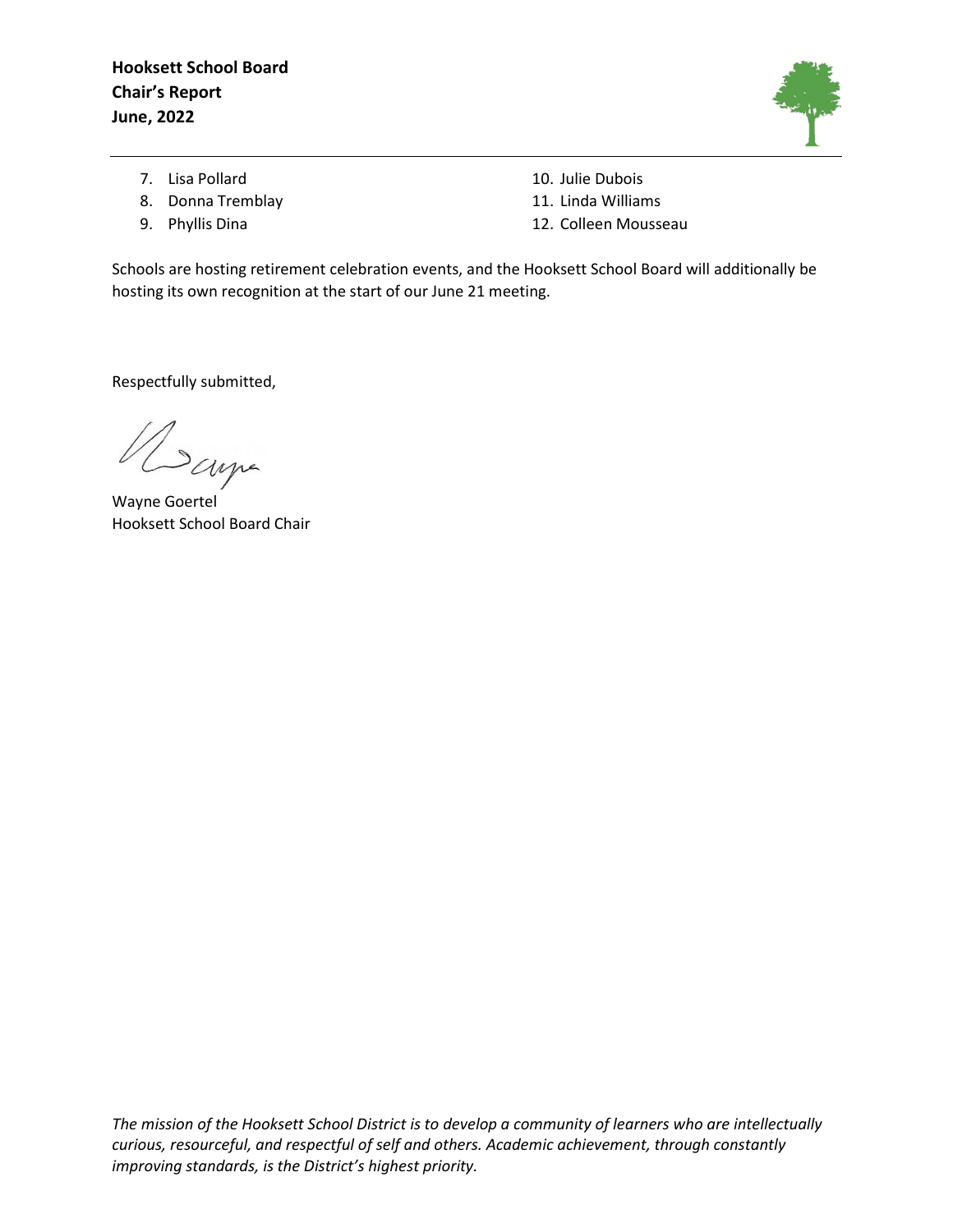**Hooksett School Board**
**Chair's Report**
**June, 2022**

7. Lisa Pollard
8. Donna Tremblay
9. Phyllis Dina
10. Julie Dubois
11. Linda Williams
12. Colleen Mousseau

Schools are hosting retirement celebration events, and the Hooksett School Board will additionally be hosting its own recognition at the start of our June 21 meeting.

Respectfully submitted,

Wayne Goertel
Hooksett School Board Chair

*The mission of the Hooksett School District is to develop a community of learners who are intellectually curious, resourceful, and respectful of self and others. Academic achievement, through constantly improving standards, is the District's highest priority.*